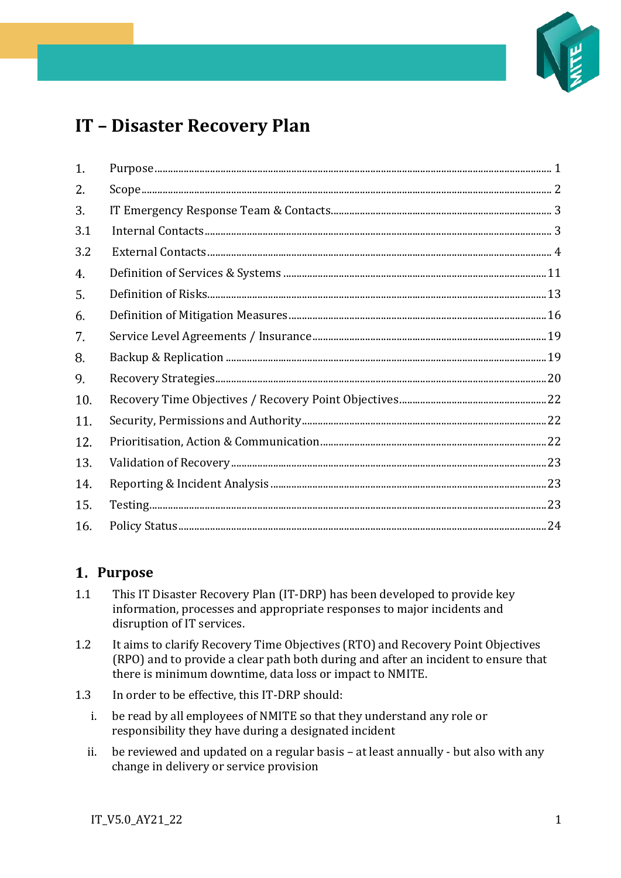# IT – Disaster Recovery Plan

| | | |
|---|---|---|
| 1. | Purpose | 1 |
| 2. | Scope | 2 |
| 3. | IT Emergency Response Team & Contacts | 3 |
| 3.1 | Internal Contacts | 3 |
| 3.2 | External Contacts | 4 |
| 4. | Definition of Services & Systems | 11 |
| 5. | Definition of Risks | 13 |
| 6. | Definition of Mitigation Measures | 16 |
| 7. | Service Level Agreements / Insurance | 19 |
| 8. | Backup & Replication | 19 |
| 9. | Recovery Strategies | 20 |
| 10. | Recovery Time Objectives / Recovery Point Objectives | 22 |
| 11. | Security, Permissions and Authority | 22 |
| 12. | Prioritisation, Action & Communication | 22 |
| 13. | Validation of Recovery | 23 |
| 14. | Reporting & Incident Analysis | 23 |
| 15. | Testing | 23 |
| 16. | Policy Status | 24 |

## 1. Purpose

1.1 This IT Disaster Recovery Plan (IT-DRP) has been developed to provide key information, processes and appropriate responses to major incidents and disruption of IT services.

1.2 It aims to clarify Recovery Time Objectives (RTO) and Recovery Point Objectives (RPO) and to provide a clear path both during and after an incident to ensure that there is minimum downtime, data loss or impact to NMITE.

1.3 In order to be effective, this IT-DRP should:

i. be read by all employees of NMITE so that they understand any role or responsibility they have during a designated incident

ii. be reviewed and updated on a regular basis – at least annually - but also with any change in delivery or service provision

IT_V5.0_AY21_22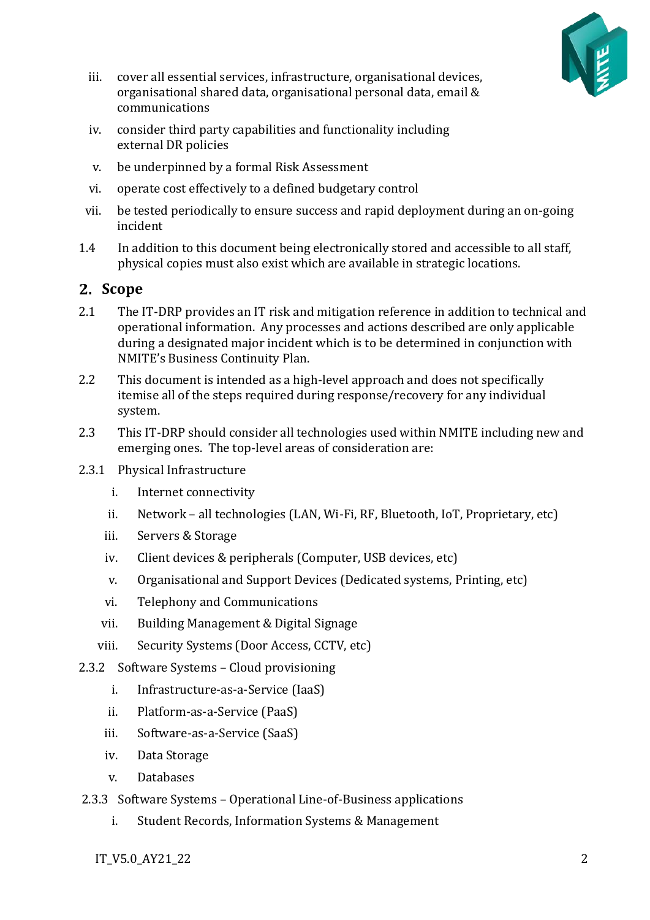iii. cover all essential services, infrastructure, organisational devices, organisational shared data, organisational personal data, email & communications

iv. consider third party capabilities and functionality including external DR policies

v. be underpinned by a formal Risk Assessment

vi. operate cost effectively to a defined budgetary control

vii. be tested periodically to ensure success and rapid deployment during an on-going incident

1.4 In addition to this document being electronically stored and accessible to all staff, physical copies must also exist which are available in strategic locations.

## 2. Scope

2.1 The IT-DRP provides an IT risk and mitigation reference in addition to technical and operational information. Any processes and actions described are only applicable during a designated major incident which is to be determined in conjunction with NMITE's Business Continuity Plan.

2.2 This document is intended as a high-level approach and does not specifically itemise all of the steps required during response/recovery for any individual system.

2.3 This IT-DRP should consider all technologies used within NMITE including new and emerging ones. The top-level areas of consideration are:

2.3.1 Physical Infrastructure

i. Internet connectivity

ii. Network – all technologies (LAN, Wi-Fi, RF, Bluetooth, IoT, Proprietary, etc)

iii. Servers & Storage

iv. Client devices & peripherals (Computer, USB devices, etc)

v. Organisational and Support Devices (Dedicated systems, Printing, etc)

vi. Telephony and Communications

vii. Building Management & Digital Signage

viii. Security Systems (Door Access, CCTV, etc)

2.3.2 Software Systems – Cloud provisioning

i. Infrastructure-as-a-Service (IaaS)

ii. Platform-as-a-Service (PaaS)

iii. Software-as-a-Service (SaaS)

iv. Data Storage

v. Databases

2.3.3 Software Systems – Operational Line-of-Business applications

i. Student Records, Information Systems & Management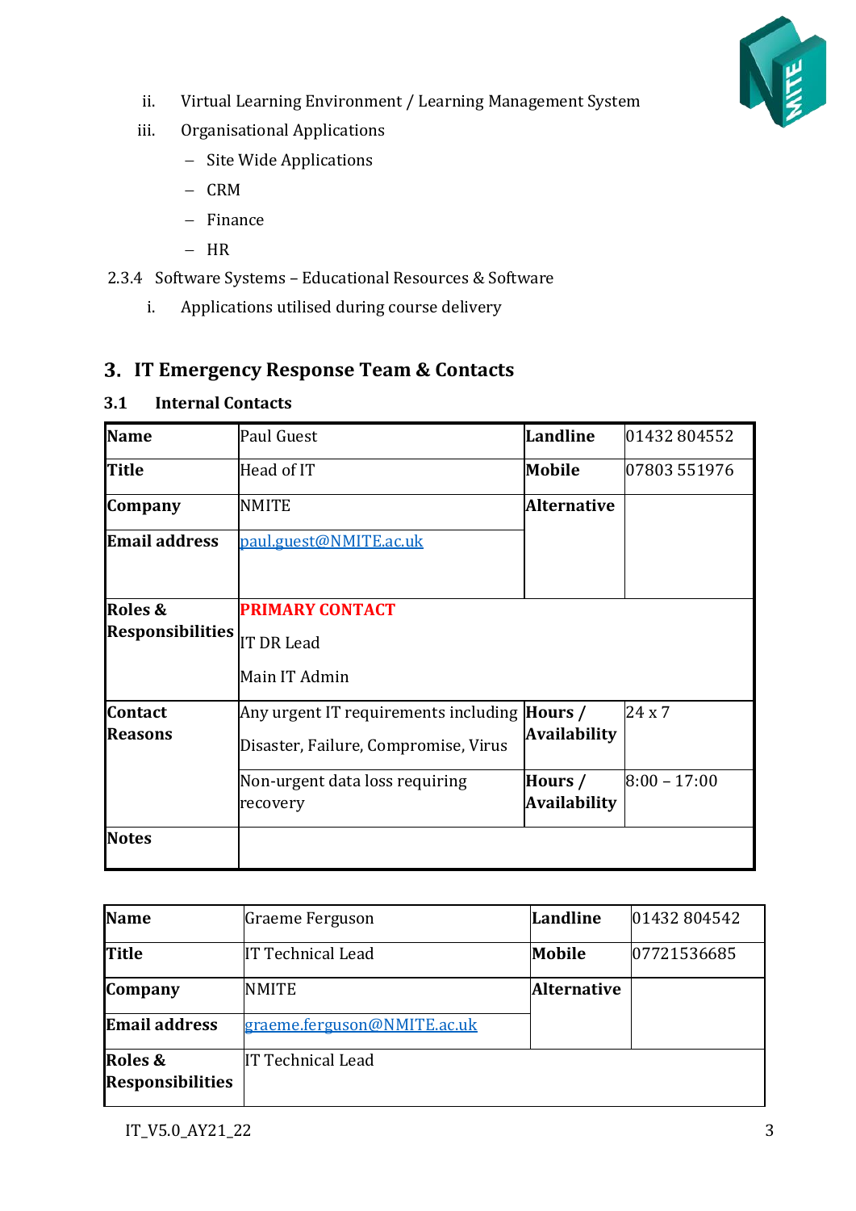ii. Virtual Learning Environment / Learning Management System

iii. Organisational Applications

– Site Wide Applications

– CRM

– Finance

– HR

2.3.4 Software Systems – Educational Resources & Software

i. Applications utilised during course delivery

# 3. IT Emergency Response Team & Contacts

## 3.1 Internal Contacts

| **Name** | Paul Guest | **Landline** | 01432 804552 |
|---|---|---|---|
| **Title** | Head of IT | **Mobile** | 07803 551976 |
| **Company** | NMITE | **Alternative** | |
| **Email address** | paul.guest@NMITE.ac.uk | | |
| **Roles & Responsibilities** | **PRIMARY CONTACT**<br>IT DR Lead<br>Main IT Admin | | |
| **Contact Reasons** | Any urgent IT requirements including<br>Disaster, Failure, Compromise, Virus | **Hours / Availability** | 24 x 7 |
| | Non-urgent data loss requiring recovery | **Hours / Availability** | 8:00 – 17:00 |
| **Notes** | | | |

| **Name** | Graeme Ferguson | **Landline** | 01432 804542 |
|---|---|---|---|
| **Title** | IT Technical Lead | **Mobile** | 07721536685 |
| **Company** | NMITE | **Alternative** | |
| **Email address** | graeme.ferguson@NMITE.ac.uk | | |
| **Roles & Responsibilities** | IT Technical Lead | | |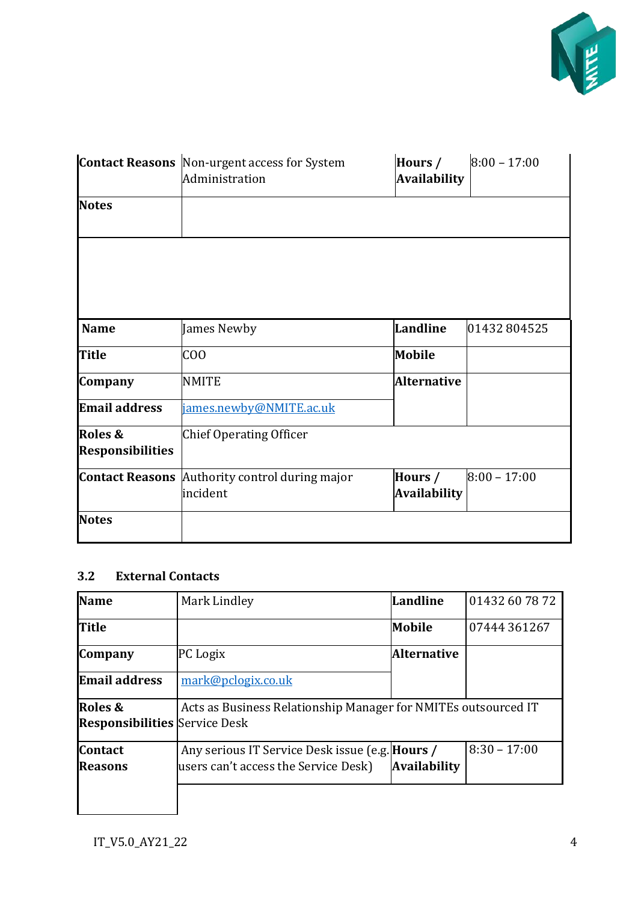| Contact Reasons | Non-urgent access for System Administration | Hours / Availability | 8:00 – 17:00 |
|---|---|---|---|
| Notes | | | |

| Name | James Newby | Landline | 01432 804525 |
|---|---|---|---|
| Title | COO | Mobile | |
| Company | NMITE | Alternative | |
| Email address | james.newby@NMITE.ac.uk | | |
| Roles & Responsibilities | Chief Operating Officer | | |
| Contact Reasons | Authority control during major incident | Hours / Availability | 8:00 – 17:00 |
| Notes | | | |

### 3.2 External Contacts

| Name | Mark Lindley | Landline | 01432 60 78 72 |
|---|---|---|---|
| Title | | Mobile | 07444 361267 |
| Company | PC Logix | Alternative | |
| Email address | mark@pclogix.co.uk | | |
| Roles & Responsibilities | Acts as Business Relationship Manager for NMITEs outsourced IT Service Desk | | |
| Contact Reasons | Any serious IT Service Desk issue (e.g. users can't access the Service Desk) | Hours / Availability | 8:30 – 17:00 |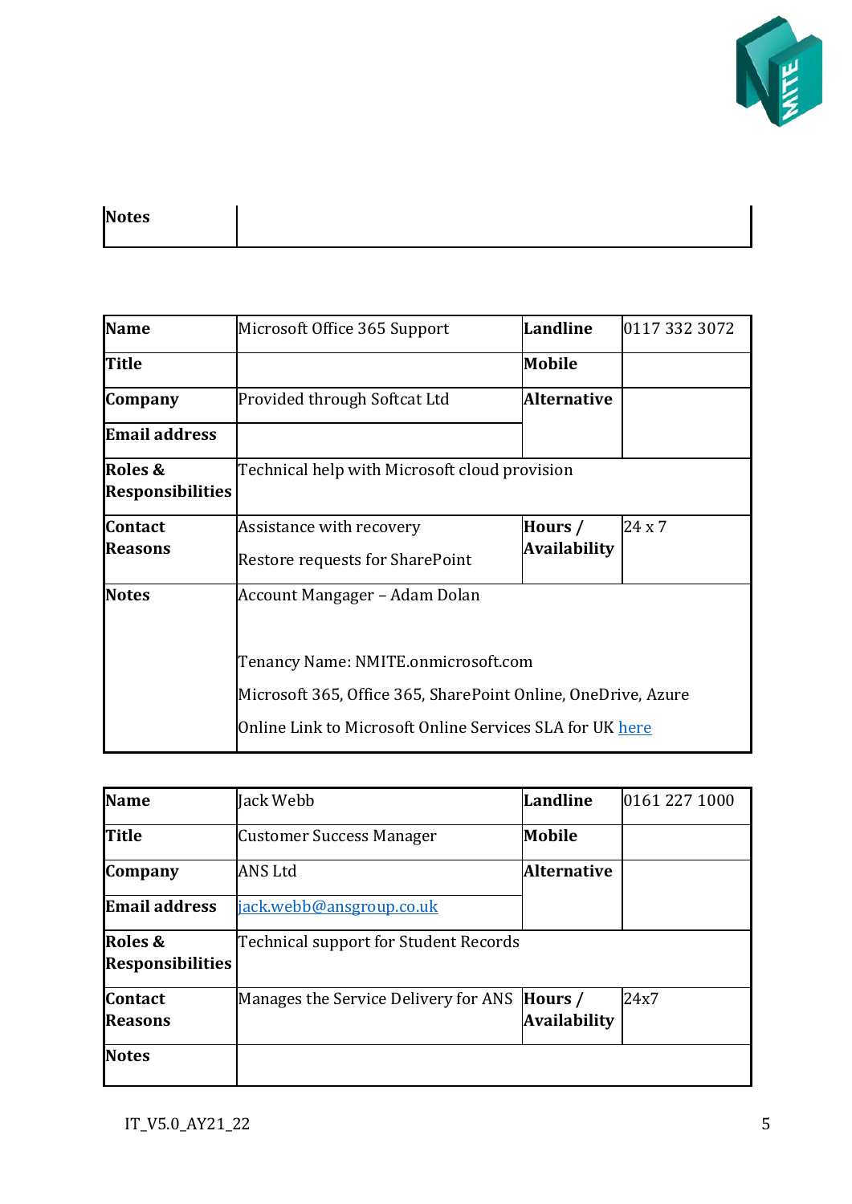| Notes | |
|---|---|

| Name | Microsoft Office 365 Support | Landline | 0117 332 3072 |
|---|---|---|---|
| Title | | Mobile | |
| Company | Provided through Softcat Ltd | Alternative | |
| Email address | | | |
| Roles & Responsibilities | Technical help with Microsoft cloud provision | | |
| Contact Reasons | Assistance with recovery<br><br>Restore requests for SharePoint | Hours / Availability | 24 x 7 |
| Notes | Account Mangager – Adam Dolan<br><br>Tenancy Name: NMITE.onmicrosoft.com<br><br>Microsoft 365, Office 365, SharePoint Online, OneDrive, Azure<br><br>Online Link to Microsoft Online Services SLA for UK [here]() | | |

| Name | Jack Webb | Landline | 0161 227 1000 |
|---|---|---|---|
| Title | Customer Success Manager | Mobile | |
| Company | ANS Ltd | Alternative | |
| Email address | jack.webb@ansgroup.co.uk | | |
| Roles & Responsibilities | Technical support for Student Records | | |
| Contact Reasons | Manages the Service Delivery for ANS | Hours / Availability | 24x7 |
| Notes | | | |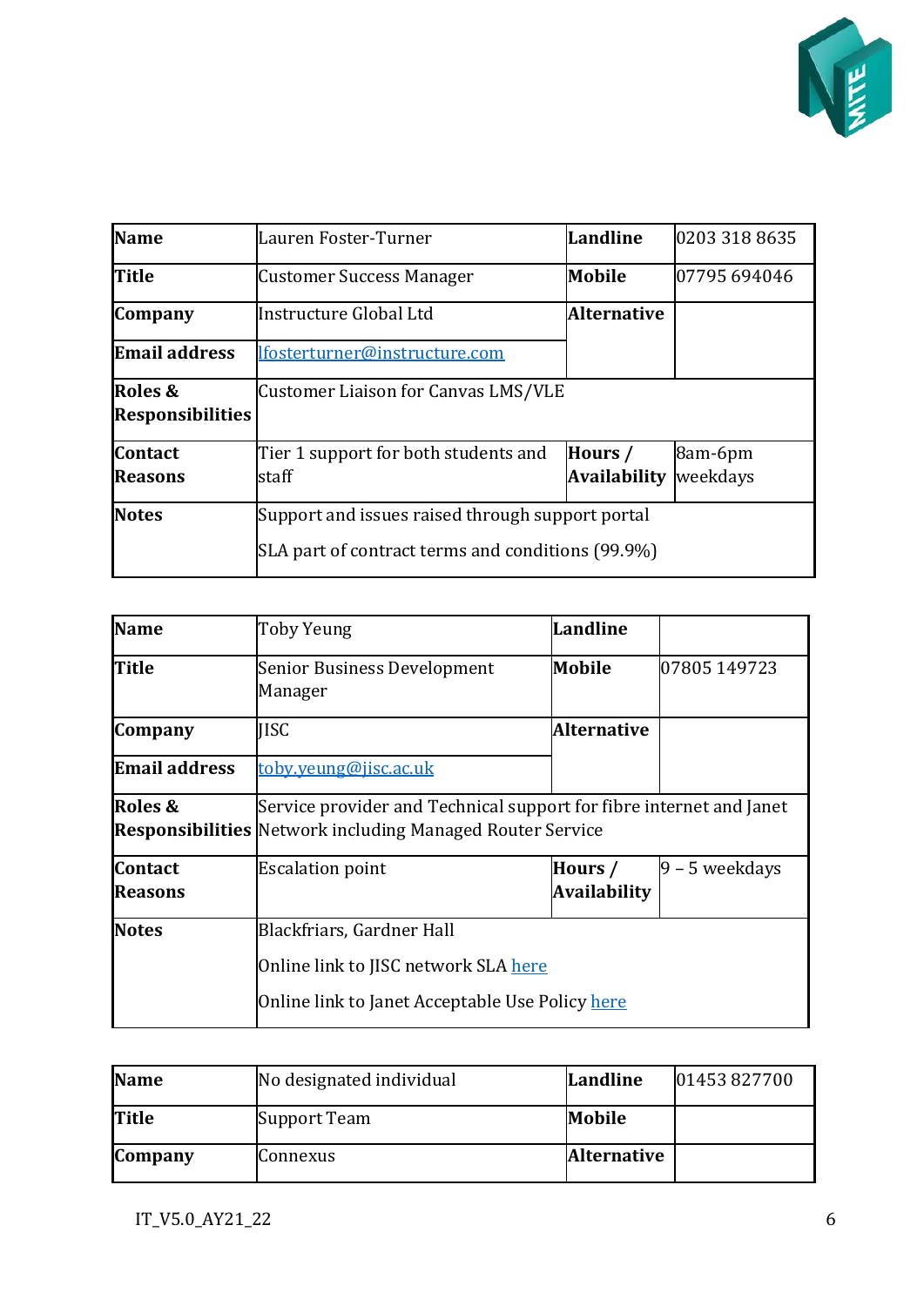| Name | Lauren Foster-Turner | Landline | 0203 318 8635 |
|---|---|---|---|
| Title | Customer Success Manager | Mobile | 07795 694046 |
| Company | Instructure Global Ltd | Alternative | |
| Email address | lfosterturner@instructure.com | | |
| Roles & Responsibilities | Customer Liaison for Canvas LMS/VLE | | |
| Contact Reasons | Tier 1 support for both students and staff | Hours / Availability | 8am-6pm weekdays |
| Notes | Support and issues raised through support portal<br>SLA part of contract terms and conditions (99.9%) | | |

| Name | Toby Yeung | Landline | |
|---|---|---|---|
| Title | Senior Business Development Manager | Mobile | 07805 149723 |
| Company | JISC | Alternative | |
| Email address | toby.yeung@jisc.ac.uk | | |
| Roles & Responsibilities | Service provider and Technical support for fibre internet and Janet Network including Managed Router Service | | |
| Contact Reasons | Escalation point | Hours / Availability | 9 – 5 weekdays |
| Notes | Blackfriars, Gardner Hall<br>Online link to JISC network SLA here<br>Online link to Janet Acceptable Use Policy here | | |

| Name | No designated individual | Landline | 01453 827700 |
|---|---|---|---|
| Title | Support Team | Mobile | |
| Company | Connexus | Alternative | |

IT_V5.0_AY21_22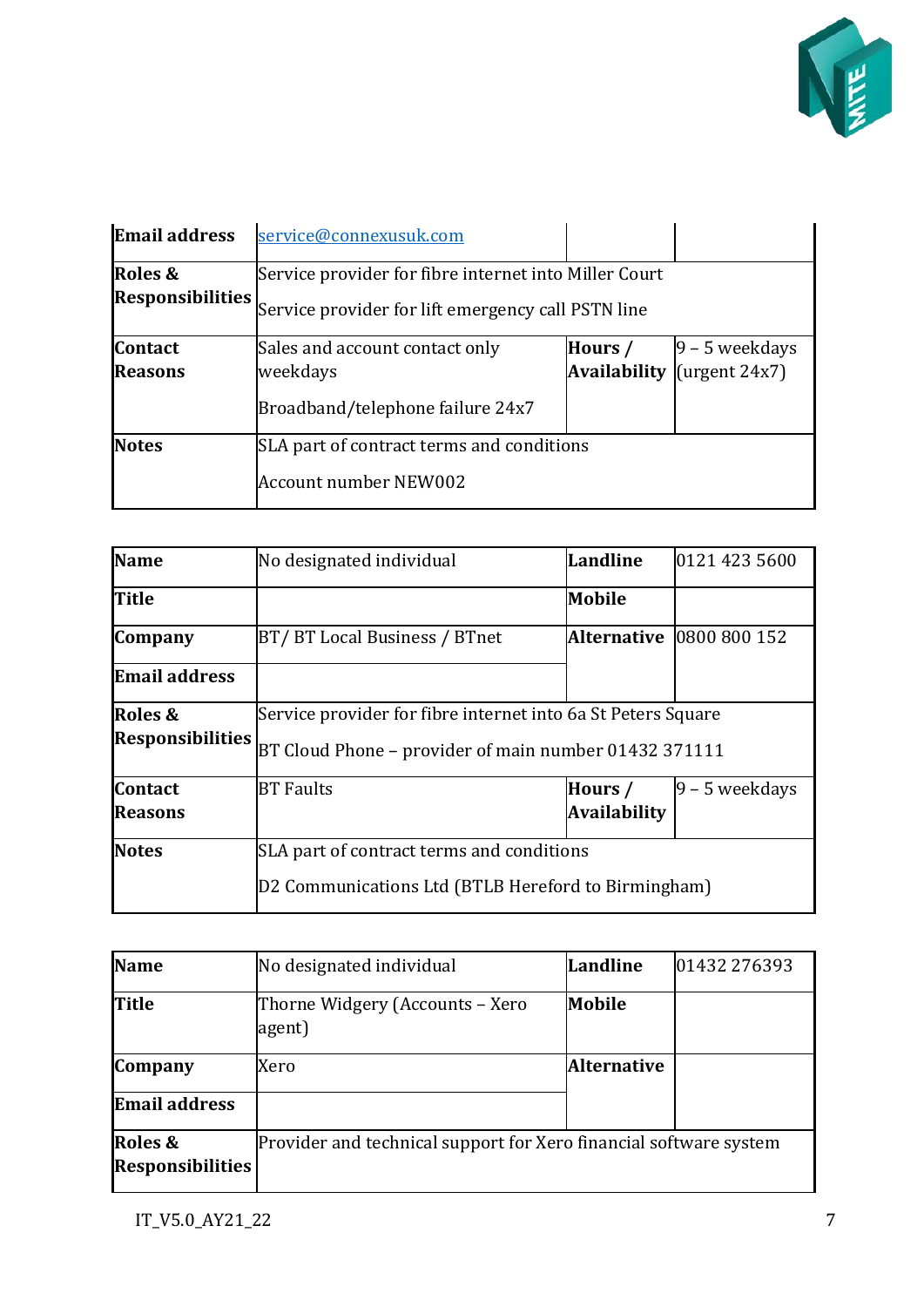| Email address | service@connexusuk.com | | |
|---|---|---|---|
| Roles & Responsibilities | Service provider for fibre internet into Miller Court<br><br>Service provider for lift emergency call PSTN line | | |
| Contact Reasons | Sales and account contact only weekdays<br><br>Broadband/telephone failure 24x7 | Hours / Availability | 9 – 5 weekdays (urgent 24x7) |
| Notes | SLA part of contract terms and conditions<br><br>Account number NEW002 | | |

| Name | No designated individual | Landline | 0121 423 5600 |
|---|---|---|---|
| Title | | Mobile | |
| Company | BT/ BT Local Business / BTnet | Alternative | 0800 800 152 |
| Email address | | | |
| Roles & Responsibilities | Service provider for fibre internet into 6a St Peters Square<br><br>BT Cloud Phone – provider of main number 01432 371111 | | |
| Contact Reasons | BT Faults | Hours / Availability | 9 – 5 weekdays |
| Notes | SLA part of contract terms and conditions<br><br>D2 Communications Ltd (BTLB Hereford to Birmingham) | | |

| Name | No designated individual | Landline | 01432 276393 |
|---|---|---|---|
| Title | Thorne Widgery (Accounts – Xero agent) | Mobile | |
| Company | Xero | Alternative | |
| Email address | | | |
| Roles & Responsibilities | Provider and technical support for Xero financial software system | | |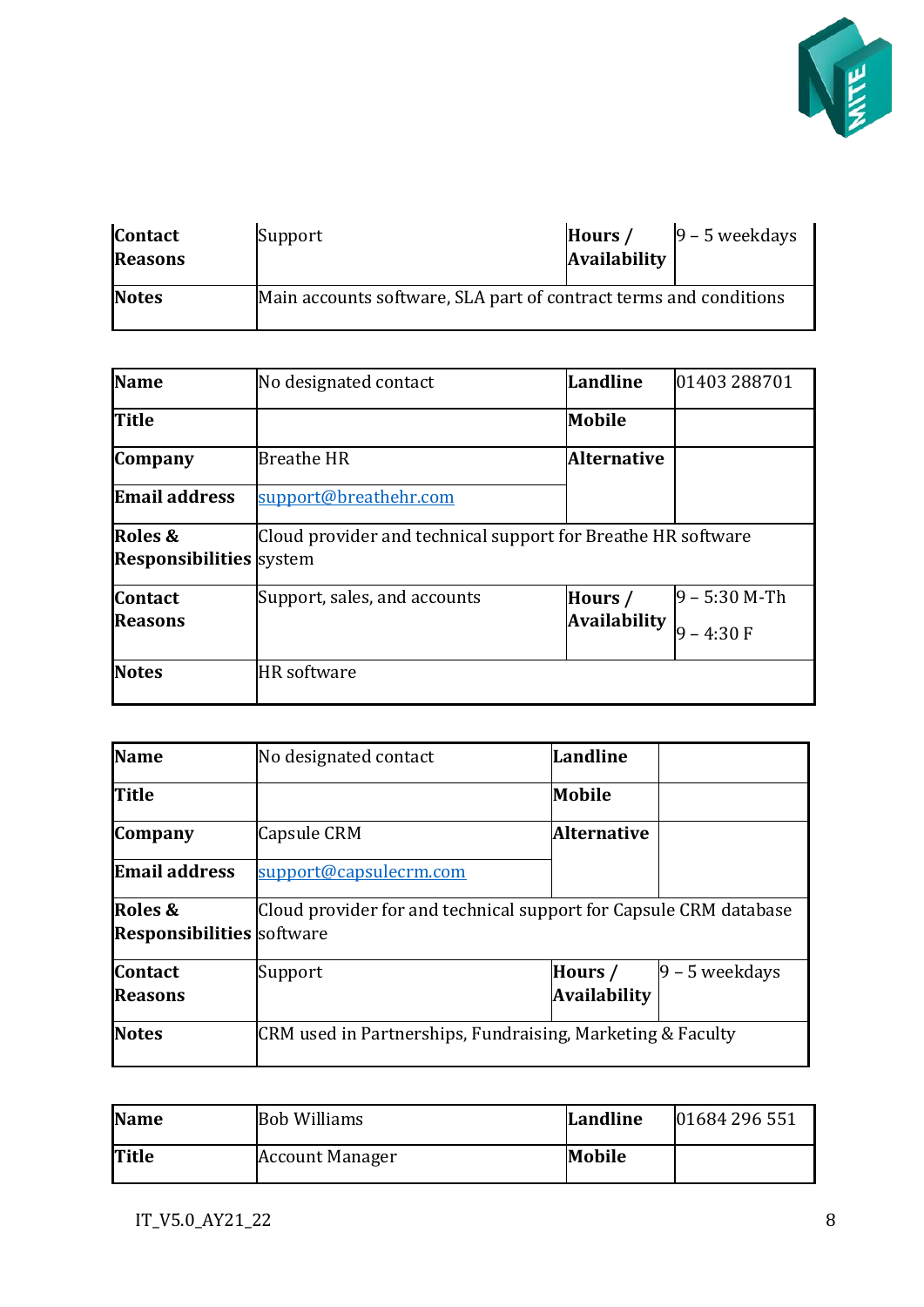| | | | |
|---|---|---|---|
| **Contact Reasons** | Support | **Hours / Availability** | 9 – 5 weekdays |
| **Notes** | Main accounts software, SLA part of contract terms and conditions | | |

| | | | |
|---|---|---|---|
| **Name** | No designated contact | **Landline** | 01403 288701 |
| **Title** | | **Mobile** | |
| **Company** | Breathe HR | **Alternative** | |
| **Email address** | support@breathehr.com | | |
| **Roles & Responsibilities** | Cloud provider and technical support for Breathe HR software system | | |
| **Contact Reasons** | Support, sales, and accounts | **Hours / Availability** | 9 – 5:30 M-Th<br>9 – 4:30 F |
| **Notes** | HR software | | |

| | | | |
|---|---|---|---|
| **Name** | No designated contact | **Landline** | |
| **Title** | | **Mobile** | |
| **Company** | Capsule CRM | **Alternative** | |
| **Email address** | support@capsulecrm.com | | |
| **Roles & Responsibilities** | Cloud provider for and technical support for Capsule CRM database software | | |
| **Contact Reasons** | Support | **Hours / Availability** | 9 – 5 weekdays |
| **Notes** | CRM used in Partnerships, Fundraising, Marketing & Faculty | | |

| | | | |
|---|---|---|---|
| **Name** | Bob Williams | **Landline** | 01684 296 551 |
| **Title** | Account Manager | **Mobile** | |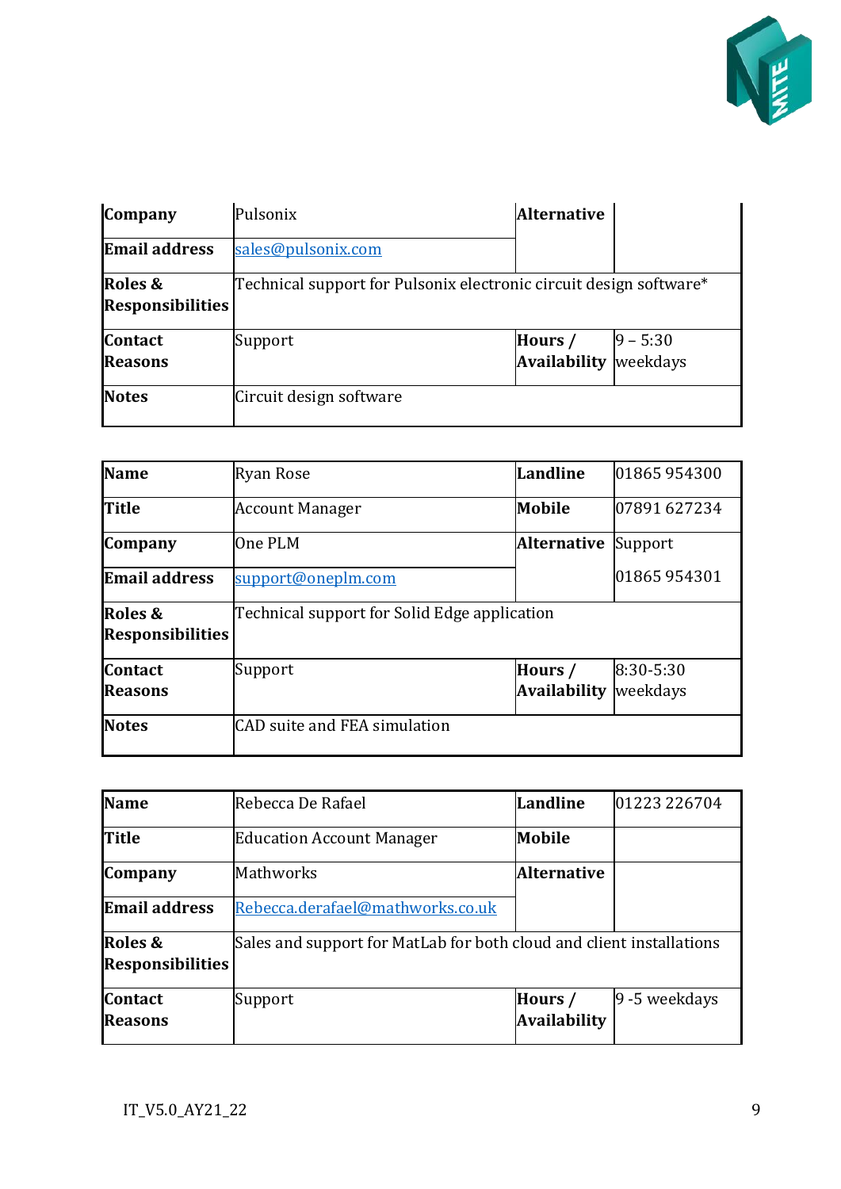| Company | Pulsonix | Alternative | |
|---|---|---|---|
| Email address | sales@pulsonix.com | | |
| Roles & Responsibilities | Technical support for Pulsonix electronic circuit design software* | | |
| Contact Reasons | Support | Hours / Availability | 9 – 5:30 weekdays |
| Notes | Circuit design software | | |

| Name | Ryan Rose | Landline | 01865 954300 |
|---|---|---|---|
| Title | Account Manager | Mobile | 07891 627234 |
| Company | One PLM | Alternative | Support 01865 954301 |
| Email address | support@oneplm.com | | |
| Roles & Responsibilities | Technical support for Solid Edge application | | |
| Contact Reasons | Support | Hours / Availability | 8:30-5:30 weekdays |
| Notes | CAD suite and FEA simulation | | |

| Name | Rebecca De Rafael | Landline | 01223 226704 |
|---|---|---|---|
| Title | Education Account Manager | Mobile | |
| Company | Mathworks | Alternative | |
| Email address | Rebecca.derafael@mathworks.co.uk | | |
| Roles & Responsibilities | Sales and support for MatLab for both cloud and client installations | | |
| Contact Reasons | Support | Hours / Availability | 9 -5 weekdays |

IT_V5.0_AY21_22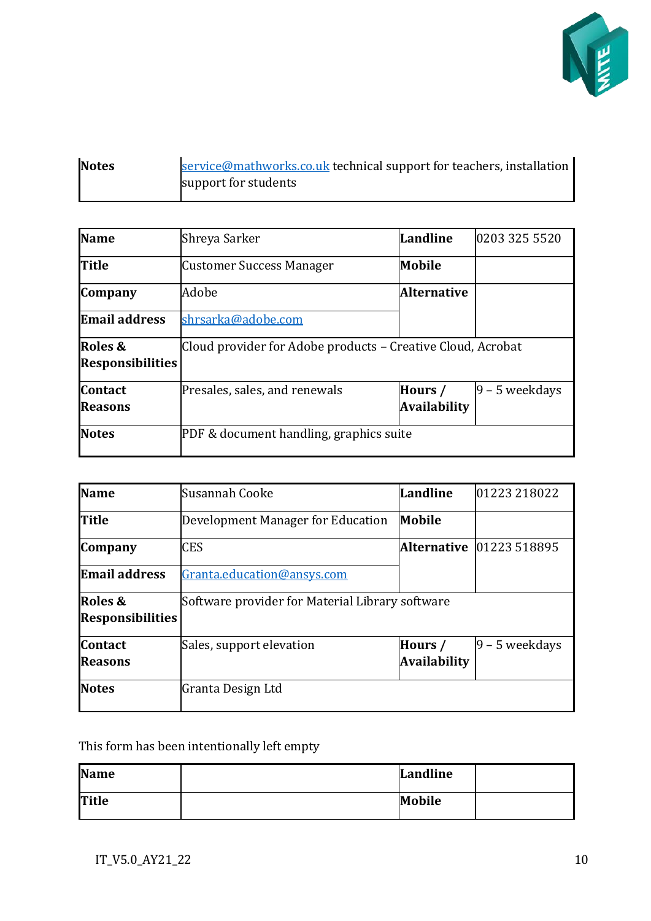| Notes | service@mathworks.co.uk technical support for teachers, installation support for students |
|---|---|

| Name | Shreya Sarker | Landline | 0203 325 5520 |
|---|---|---|---|
| Title | Customer Success Manager | Mobile | |
| Company | Adobe | Alternative | |
| Email address | shrsarka@adobe.com | | |
| Roles & Responsibilities | Cloud provider for Adobe products – Creative Cloud, Acrobat | | |
| Contact Reasons | Presales, sales, and renewals | Hours / Availability | 9 – 5 weekdays |
| Notes | PDF & document handling, graphics suite | | |

| Name | Susannah Cooke | Landline | 01223 218022 |
|---|---|---|---|
| Title | Development Manager for Education | Mobile | |
| Company | CES | Alternative | 01223 518895 |
| Email address | Granta.education@ansys.com | | |
| Roles & Responsibilities | Software provider for Material Library software | | |
| Contact Reasons | Sales, support elevation | Hours / Availability | 9 – 5 weekdays |
| Notes | Granta Design Ltd | | |

This form has been intentionally left empty

| Name | | Landline | |
|---|---|---|---|
| Title | | Mobile | |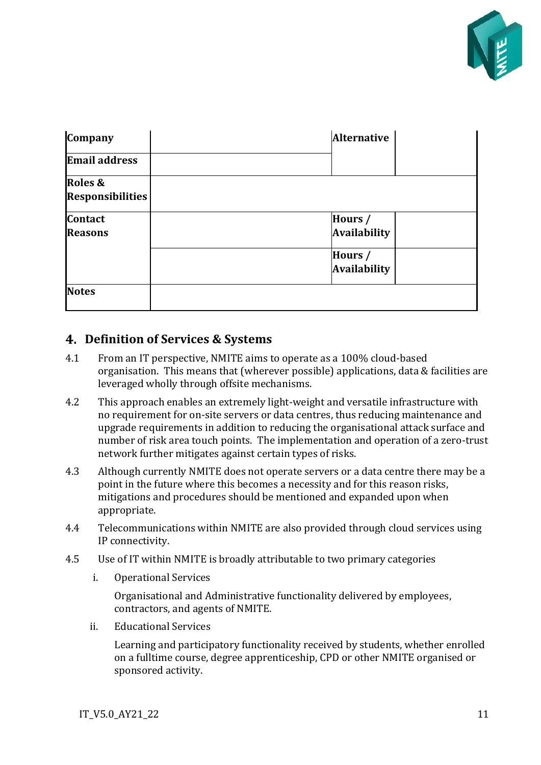| Company | | Alternative | |
|---|---|---|---|
| Email address | | | |
| Roles & Responsibilities | | | |
| Contact Reasons | | Hours / Availability | |
| | | Hours / Availability | |
| Notes | | | |

## 4. Definition of Services & Systems

4.1 From an IT perspective, NMITE aims to operate as a 100% cloud-based organisation. This means that (wherever possible) applications, data & facilities are leveraged wholly through offsite mechanisms.

4.2 This approach enables an extremely light-weight and versatile infrastructure with no requirement for on-site servers or data centres, thus reducing maintenance and upgrade requirements in addition to reducing the organisational attack surface and number of risk area touch points. The implementation and operation of a zero-trust network further mitigates against certain types of risks.

4.3 Although currently NMITE does not operate servers or a data centre there may be a point in the future where this becomes a necessity and for this reason risks, mitigations and procedures should be mentioned and expanded upon when appropriate.

4.4 Telecommunications within NMITE are also provided through cloud services using IP connectivity.

4.5 Use of IT within NMITE is broadly attributable to two primary categories

i. Operational Services

   Organisational and Administrative functionality delivered by employees, contractors, and agents of NMITE.

ii. Educational Services

   Learning and participatory functionality received by students, whether enrolled on a fulltime course, degree apprenticeship, CPD or other NMITE organised or sponsored activity.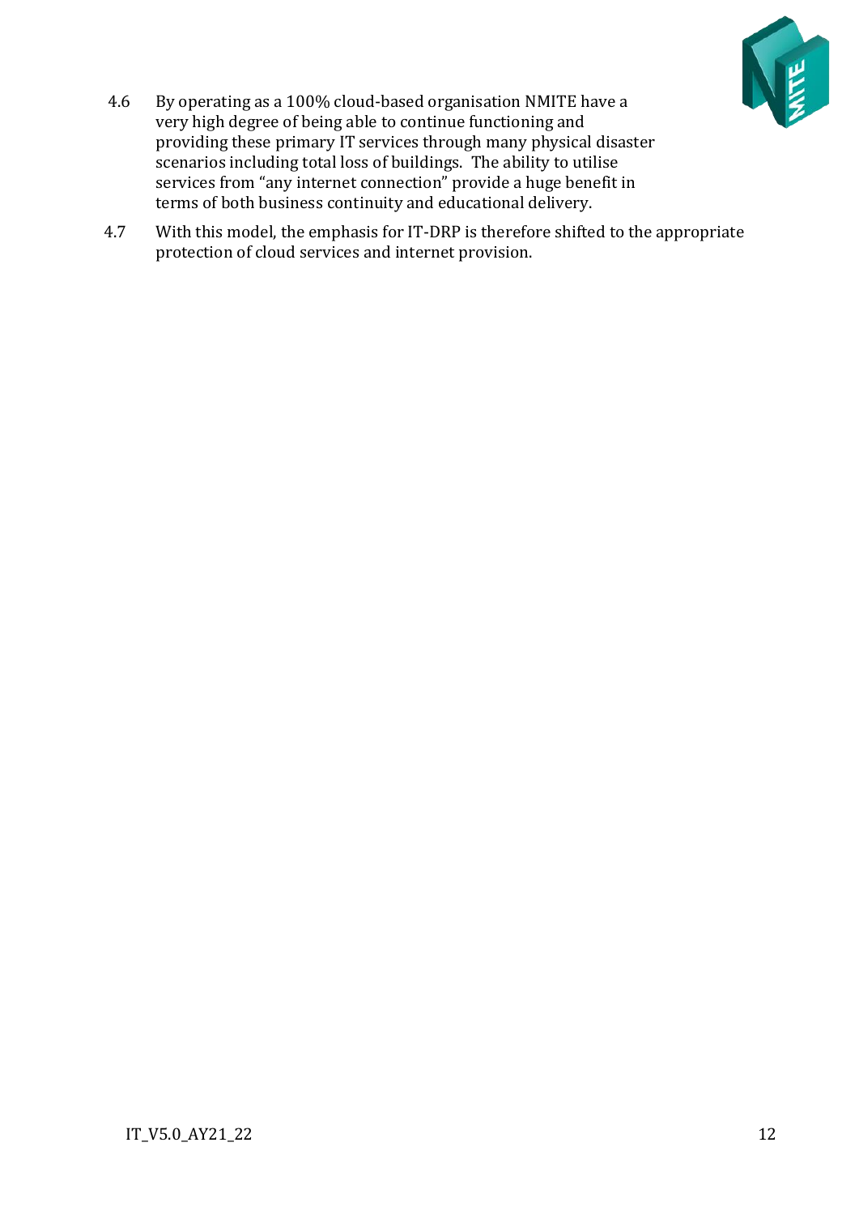4.6 By operating as a 100% cloud-based organisation NMITE have a very high degree of being able to continue functioning and providing these primary IT services through many physical disaster scenarios including total loss of buildings. The ability to utilise services from "any internet connection" provide a huge benefit in terms of both business continuity and educational delivery.

4.7 With this model, the emphasis for IT-DRP is therefore shifted to the appropriate protection of cloud services and internet provision.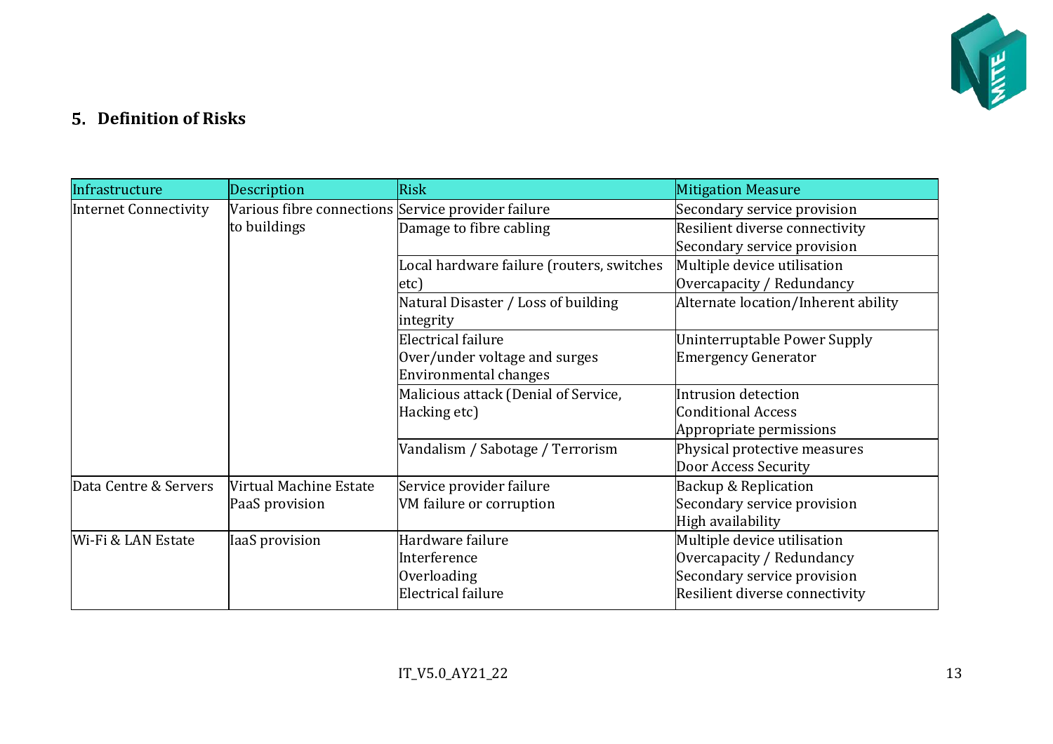## 5. Definition of Risks

| Infrastructure | Description | Risk | Mitigation Measure |
|---|---|---|---|
| Internet Connectivity | Various fibre connections to buildings | Service provider failure | Secondary service provision |
| | | Damage to fibre cabling | Resilient diverse connectivity<br>Secondary service provision |
| | | Local hardware failure (routers, switches etc) | Multiple device utilisation<br>Overcapacity / Redundancy |
| | | Natural Disaster / Loss of building integrity | Alternate location/Inherent ability |
| | | Electrical failure<br>Over/under voltage and surges<br>Environmental changes | Uninterruptable Power Supply<br>Emergency Generator |
| | | Malicious attack (Denial of Service, Hacking etc) | Intrusion detection<br>Conditional Access<br>Appropriate permissions |
| | | Vandalism / Sabotage / Terrorism | Physical protective measures<br>Door Access Security |
| Data Centre & Servers | Virtual Machine Estate<br>PaaS provision | Service provider failure<br>VM failure or corruption | Backup & Replication<br>Secondary service provision<br>High availability |
| Wi-Fi & LAN Estate | IaaS provision | Hardware failure<br>Interference<br>Overloading<br>Electrical failure | Multiple device utilisation<br>Overcapacity / Redundancy<br>Secondary service provision<br>Resilient diverse connectivity |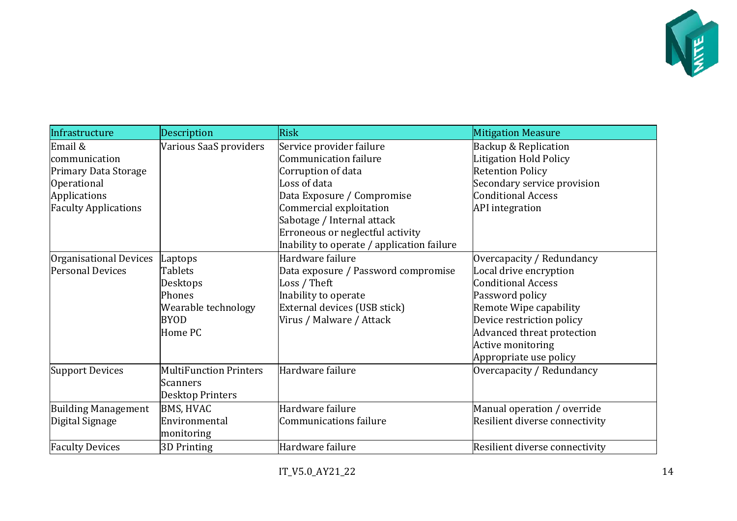| Infrastructure | Description | Risk | Mitigation Measure |
|---|---|---|---|
| Email & communication<br>Primary Data Storage<br>Operational Applications<br>Faculty Applications | Various SaaS providers | Service provider failure<br>Communication failure<br>Corruption of data<br>Loss of data<br>Data Exposure / Compromise<br>Commercial exploitation<br>Sabotage / Internal attack<br>Erroneous or neglectful activity<br>Inability to operate / application failure | Backup & Replication<br>Litigation Hold Policy<br>Retention Policy<br>Secondary service provision<br>Conditional Access<br>API integration |
| Organisational Devices<br>Personal Devices | Laptops<br>Tablets<br>Desktops<br>Phones<br>Wearable technology<br>BYOD<br>Home PC | Hardware failure<br>Data exposure / Password compromise<br>Loss / Theft<br>Inability to operate<br>External devices (USB stick)<br>Virus / Malware / Attack | Overcapacity / Redundancy<br>Local drive encryption<br>Conditional Access<br>Password policy<br>Remote Wipe capability<br>Device restriction policy<br>Advanced threat protection<br>Active monitoring<br>Appropriate use policy |
| Support Devices | MultiFunction Printers<br>Scanners<br>Desktop Printers | Hardware failure | Overcapacity / Redundancy |
| Building Management<br>Digital Signage | BMS, HVAC<br>Environmental monitoring | Hardware failure<br>Communications failure | Manual operation / override<br>Resilient diverse connectivity |
| Faculty Devices | 3D Printing | Hardware failure | Resilient diverse connectivity |

IT_V5.0_AY21_22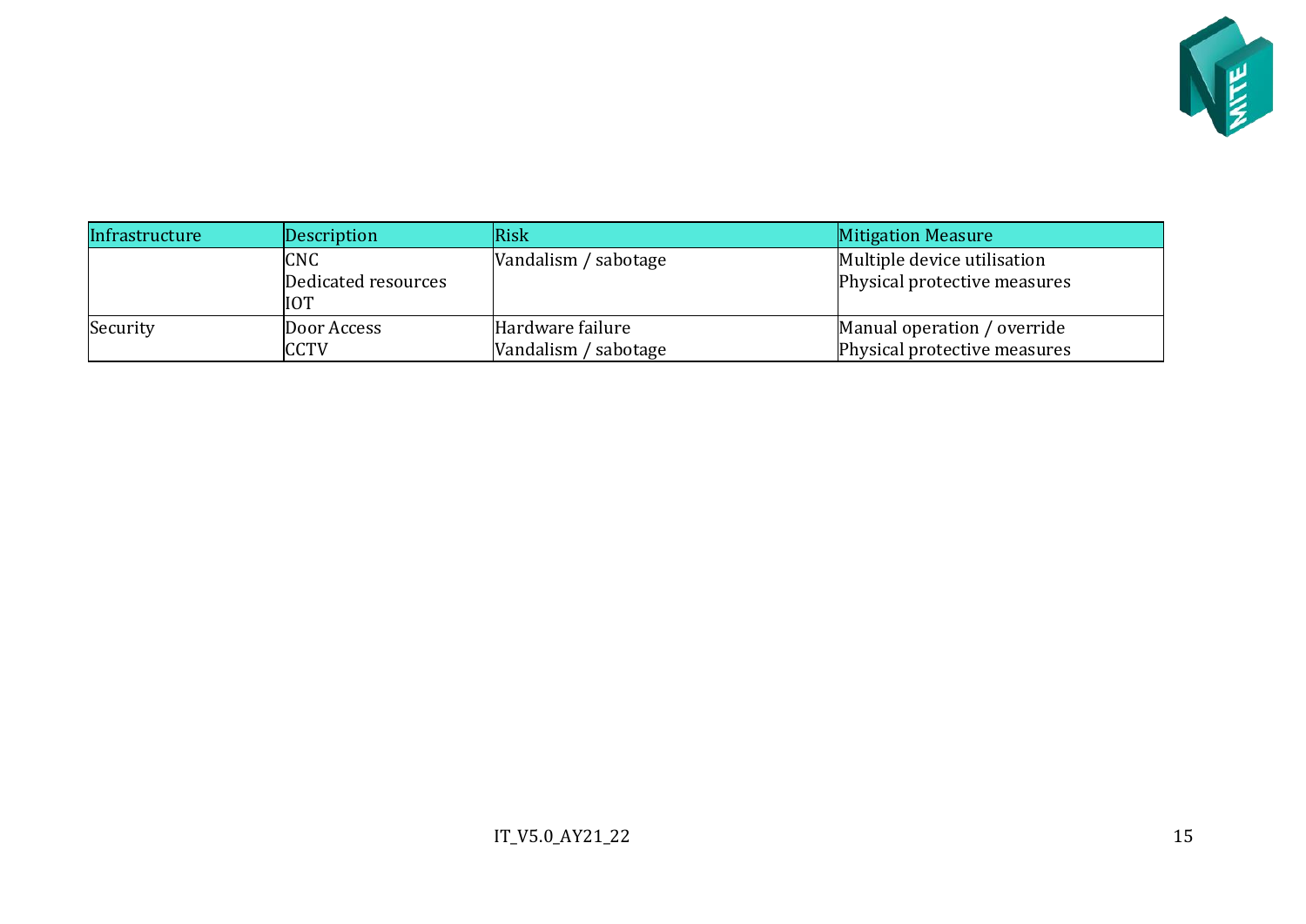| Infrastructure | Description | Risk | Mitigation Measure |
|---|---|---|---|
| | CNC<br>Dedicated resources<br>IOT | Vandalism / sabotage | Multiple device utilisation<br>Physical protective measures |
| Security | Door Access<br>CCTV | Hardware failure<br>Vandalism / sabotage | Manual operation / override<br>Physical protective measures |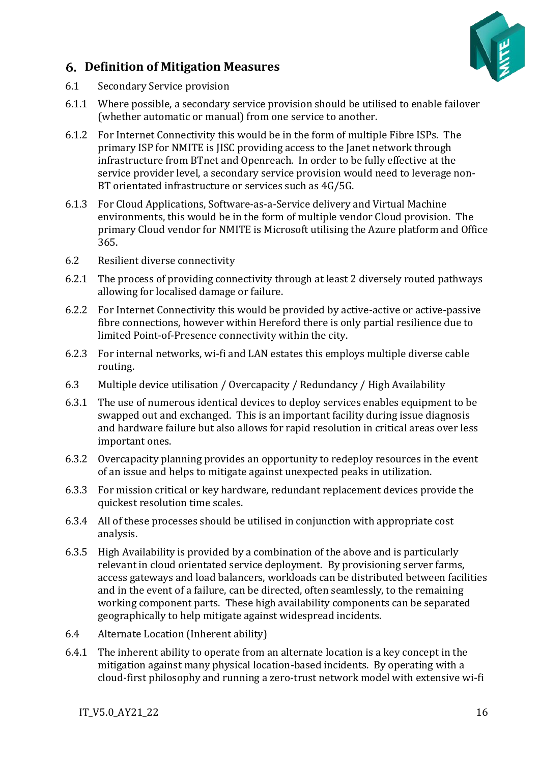## 6. Definition of Mitigation Measures

6.1 Secondary Service provision

6.1.1 Where possible, a secondary service provision should be utilised to enable failover (whether automatic or manual) from one service to another.

6.1.2 For Internet Connectivity this would be in the form of multiple Fibre ISPs. The primary ISP for NMITE is JISC providing access to the Janet network through infrastructure from BTnet and Openreach. In order to be fully effective at the service provider level, a secondary service provision would need to leverage non-BT orientated infrastructure or services such as 4G/5G.

6.1.3 For Cloud Applications, Software-as-a-Service delivery and Virtual Machine environments, this would be in the form of multiple vendor Cloud provision. The primary Cloud vendor for NMITE is Microsoft utilising the Azure platform and Office 365.

6.2 Resilient diverse connectivity

6.2.1 The process of providing connectivity through at least 2 diversely routed pathways allowing for localised damage or failure.

6.2.2 For Internet Connectivity this would be provided by active-active or active-passive fibre connections, however within Hereford there is only partial resilience due to limited Point-of-Presence connectivity within the city.

6.2.3 For internal networks, wi-fi and LAN estates this employs multiple diverse cable routing.

6.3 Multiple device utilisation / Overcapacity / Redundancy / High Availability

6.3.1 The use of numerous identical devices to deploy services enables equipment to be swapped out and exchanged. This is an important facility during issue diagnosis and hardware failure but also allows for rapid resolution in critical areas over less important ones.

6.3.2 Overcapacity planning provides an opportunity to redeploy resources in the event of an issue and helps to mitigate against unexpected peaks in utilization.

6.3.3 For mission critical or key hardware, redundant replacement devices provide the quickest resolution time scales.

6.3.4 All of these processes should be utilised in conjunction with appropriate cost analysis.

6.3.5 High Availability is provided by a combination of the above and is particularly relevant in cloud orientated service deployment. By provisioning server farms, access gateways and load balancers, workloads can be distributed between facilities and in the event of a failure, can be directed, often seamlessly, to the remaining working component parts. These high availability components can be separated geographically to help mitigate against widespread incidents.

6.4 Alternate Location (Inherent ability)

6.4.1 The inherent ability to operate from an alternate location is a key concept in the mitigation against many physical location-based incidents. By operating with a cloud-first philosophy and running a zero-trust network model with extensive wi-fi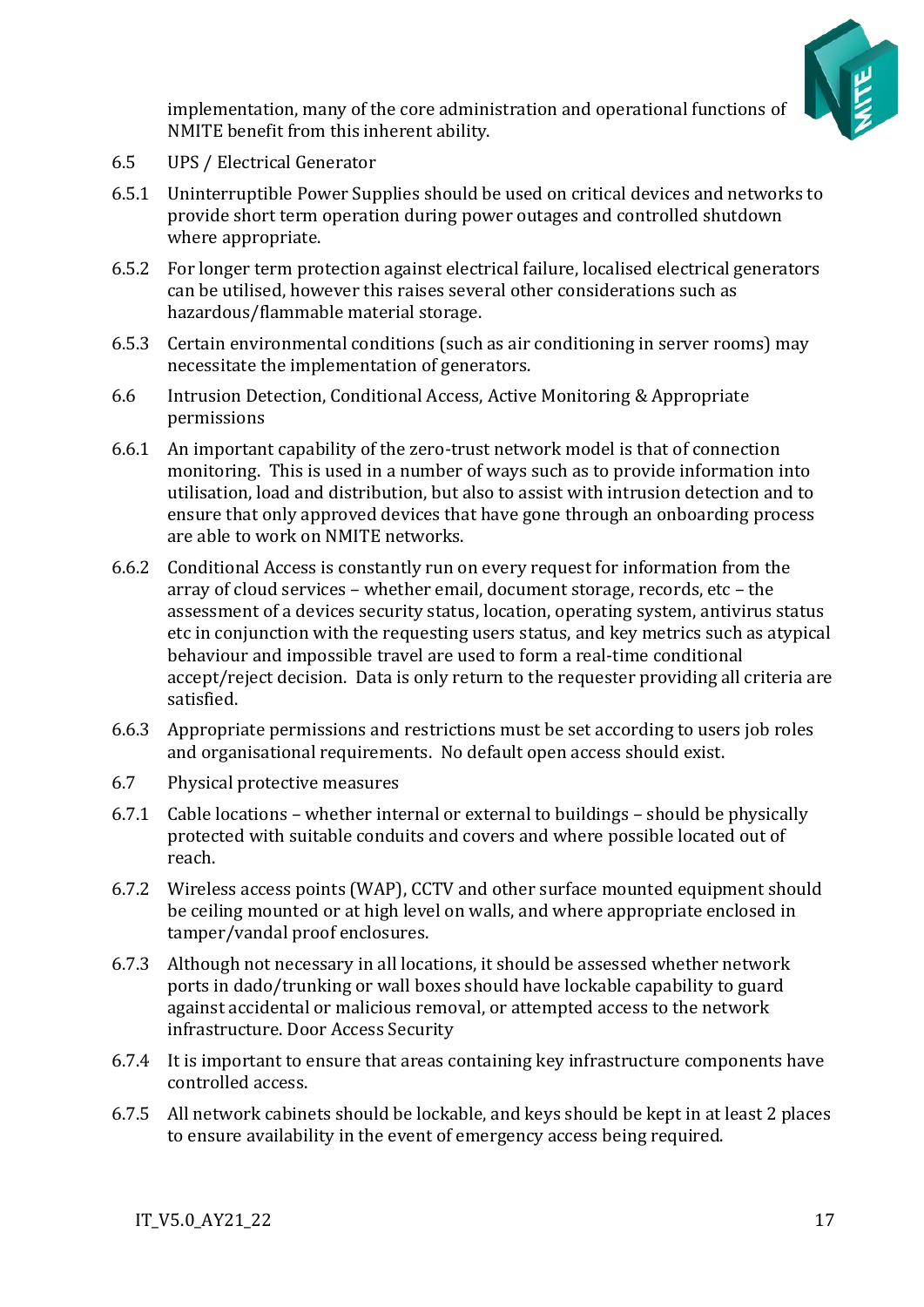implementation, many of the core administration and operational functions of NMITE benefit from this inherent ability.

6.5 UPS / Electrical Generator

6.5.1 Uninterruptible Power Supplies should be used on critical devices and networks to provide short term operation during power outages and controlled shutdown where appropriate.

6.5.2 For longer term protection against electrical failure, localised electrical generators can be utilised, however this raises several other considerations such as hazardous/flammable material storage.

6.5.3 Certain environmental conditions (such as air conditioning in server rooms) may necessitate the implementation of generators.

6.6 Intrusion Detection, Conditional Access, Active Monitoring & Appropriate permissions

6.6.1 An important capability of the zero-trust network model is that of connection monitoring. This is used in a number of ways such as to provide information into utilisation, load and distribution, but also to assist with intrusion detection and to ensure that only approved devices that have gone through an onboarding process are able to work on NMITE networks.

6.6.2 Conditional Access is constantly run on every request for information from the array of cloud services – whether email, document storage, records, etc – the assessment of a devices security status, location, operating system, antivirus status etc in conjunction with the requesting users status, and key metrics such as atypical behaviour and impossible travel are used to form a real-time conditional accept/reject decision. Data is only return to the requester providing all criteria are satisfied.

6.6.3 Appropriate permissions and restrictions must be set according to users job roles and organisational requirements. No default open access should exist.

6.7 Physical protective measures

6.7.1 Cable locations – whether internal or external to buildings – should be physically protected with suitable conduits and covers and where possible located out of reach.

6.7.2 Wireless access points (WAP), CCTV and other surface mounted equipment should be ceiling mounted or at high level on walls, and where appropriate enclosed in tamper/vandal proof enclosures.

6.7.3 Although not necessary in all locations, it should be assessed whether network ports in dado/trunking or wall boxes should have lockable capability to guard against accidental or malicious removal, or attempted access to the network infrastructure. Door Access Security

6.7.4 It is important to ensure that areas containing key infrastructure components have controlled access.

6.7.5 All network cabinets should be lockable, and keys should be kept in at least 2 places to ensure availability in the event of emergency access being required.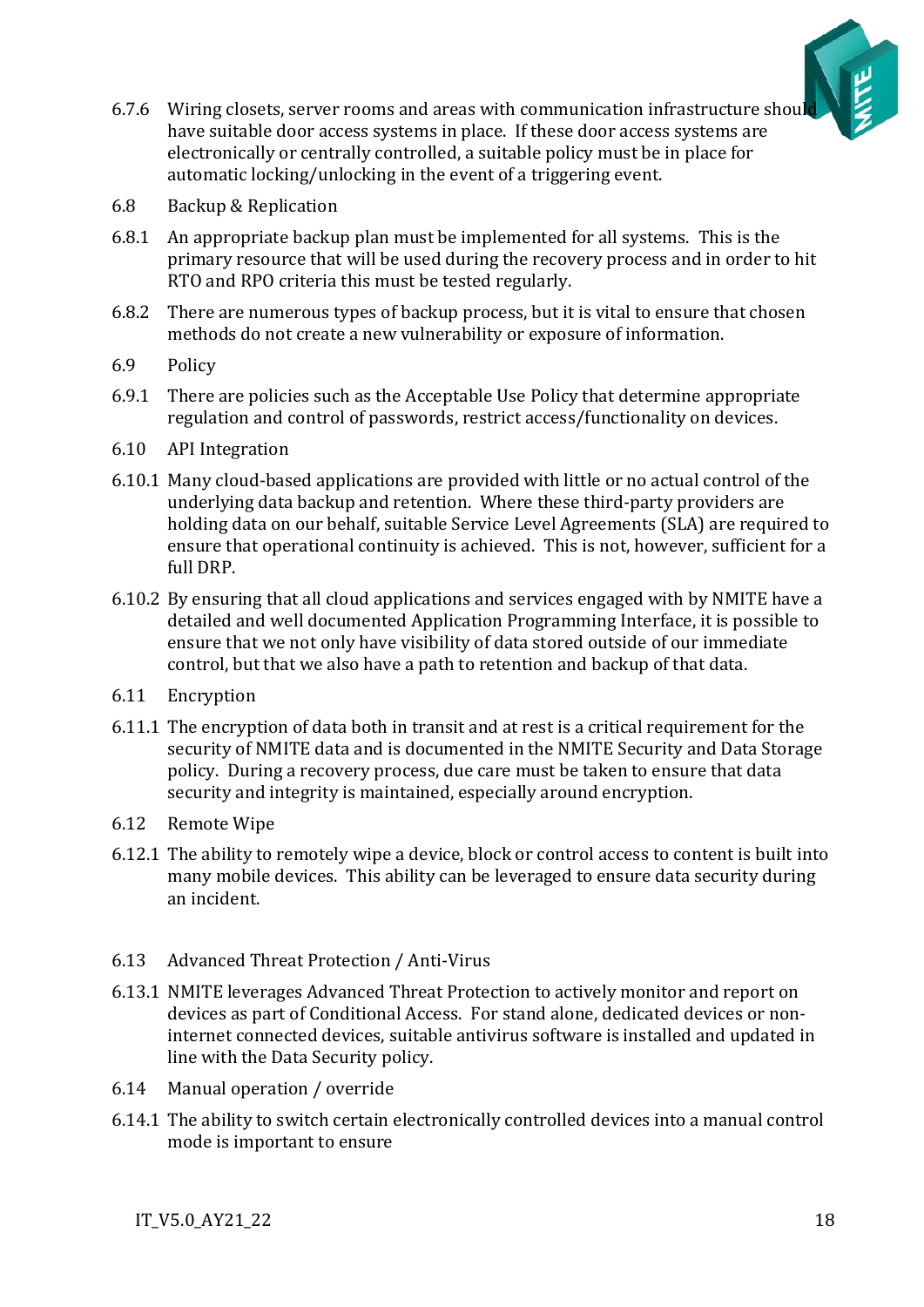6.7.6 Wiring closets, server rooms and areas with communication infrastructure should have suitable door access systems in place. If these door access systems are electronically or centrally controlled, a suitable policy must be in place for automatic locking/unlocking in the event of a triggering event.

### 6.8 Backup & Replication

6.8.1 An appropriate backup plan must be implemented for all systems. This is the primary resource that will be used during the recovery process and in order to hit RTO and RPO criteria this must be tested regularly.

6.8.2 There are numerous types of backup process, but it is vital to ensure that chosen methods do not create a new vulnerability or exposure of information.

### 6.9 Policy

6.9.1 There are policies such as the Acceptable Use Policy that determine appropriate regulation and control of passwords, restrict access/functionality on devices.

### 6.10 API Integration

6.10.1 Many cloud-based applications are provided with little or no actual control of the underlying data backup and retention. Where these third-party providers are holding data on our behalf, suitable Service Level Agreements (SLA) are required to ensure that operational continuity is achieved. This is not, however, sufficient for a full DRP.

6.10.2 By ensuring that all cloud applications and services engaged with by NMITE have a detailed and well documented Application Programming Interface, it is possible to ensure that we not only have visibility of data stored outside of our immediate control, but that we also have a path to retention and backup of that data.

### 6.11 Encryption

6.11.1 The encryption of data both in transit and at rest is a critical requirement for the security of NMITE data and is documented in the NMITE Security and Data Storage policy. During a recovery process, due care must be taken to ensure that data security and integrity is maintained, especially around encryption.

### 6.12 Remote Wipe

6.12.1 The ability to remotely wipe a device, block or control access to content is built into many mobile devices. This ability can be leveraged to ensure data security during an incident.

### 6.13 Advanced Threat Protection / Anti-Virus

6.13.1 NMITE leverages Advanced Threat Protection to actively monitor and report on devices as part of Conditional Access. For stand alone, dedicated devices or non-internet connected devices, suitable antivirus software is installed and updated in line with the Data Security policy.

### 6.14 Manual operation / override

6.14.1 The ability to switch certain electronically controlled devices into a manual control mode is important to ensure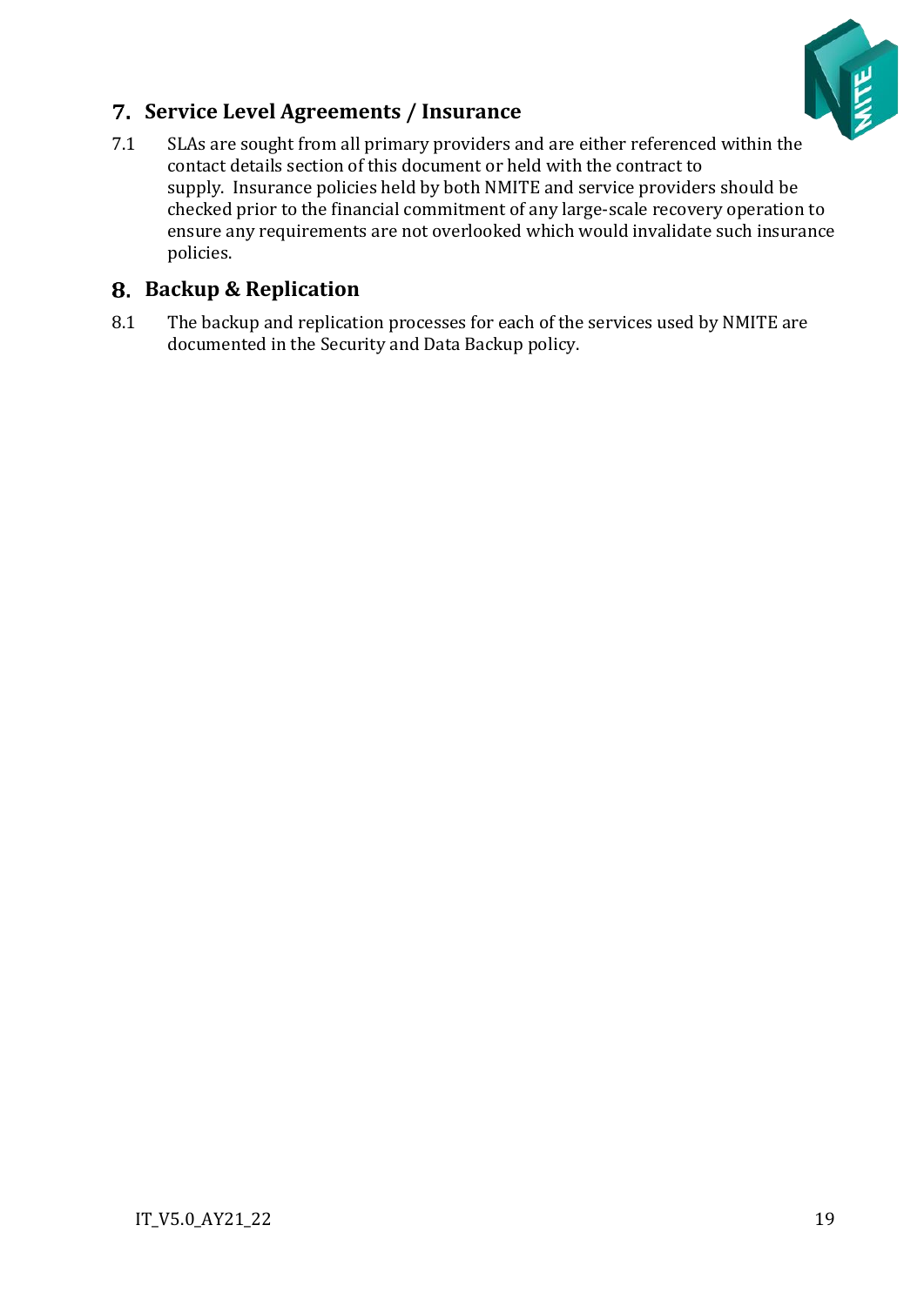## 7. Service Level Agreements / Insurance

7.1 SLAs are sought from all primary providers and are either referenced within the contact details section of this document or held with the contract to supply. Insurance policies held by both NMITE and service providers should be checked prior to the financial commitment of any large-scale recovery operation to ensure any requirements are not overlooked which would invalidate such insurance policies.

## 8. Backup & Replication

8.1 The backup and replication processes for each of the services used by NMITE are documented in the Security and Data Backup policy.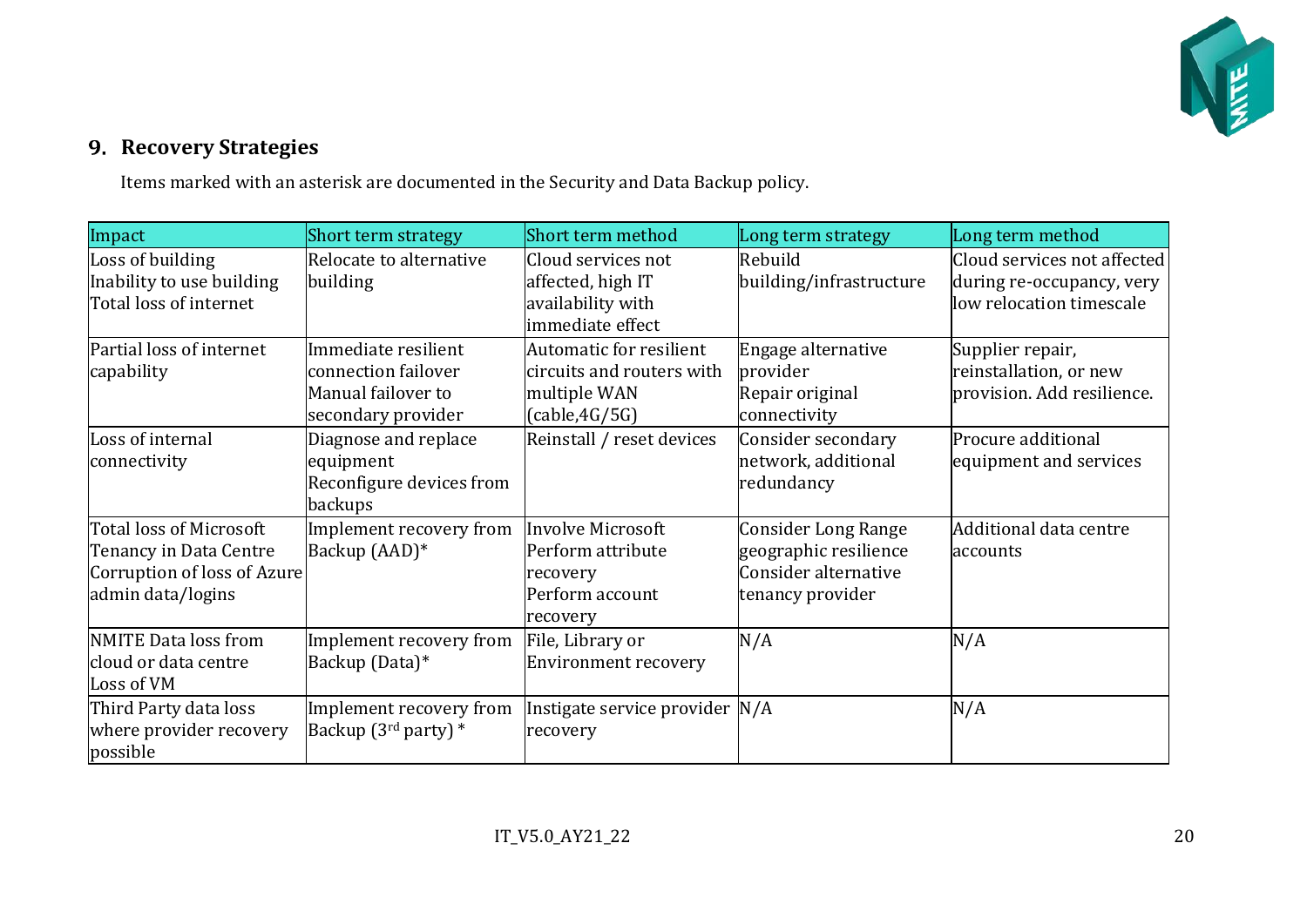## 9. Recovery Strategies

Items marked with an asterisk are documented in the Security and Data Backup policy.

| Impact | Short term strategy | Short term method | Long term strategy | Long term method |
|---|---|---|---|---|
| Loss of building<br>Inability to use building<br>Total loss of internet | Relocate to alternative building | Cloud services not affected, high IT availability with immediate effect | Rebuild building/infrastructure | Cloud services not affected during re-occupancy, very low relocation timescale |
| Partial loss of internet capability | Immediate resilient connection failover<br>Manual failover to secondary provider | Automatic for resilient circuits and routers with multiple WAN (cable,4G/5G) | Engage alternative provider<br>Repair original connectivity | Supplier repair, reinstallation, or new provision. Add resilience. |
| Loss of internal connectivity | Diagnose and replace equipment<br>Reconfigure devices from backups | Reinstall / reset devices | Consider secondary network, additional redundancy | Procure additional equipment and services |
| Total loss of Microsoft Tenancy in Data Centre<br>Corruption of loss of Azure admin data/logins | Implement recovery from Backup (AAD)* | Involve Microsoft<br>Perform attribute recovery<br>Perform account recovery | Consider Long Range geographic resilience<br>Consider alternative tenancy provider | Additional data centre accounts |
| NMITE Data loss from cloud or data centre<br>Loss of VM | Implement recovery from Backup (Data)* | File, Library or Environment recovery | N/A | N/A |
| Third Party data loss where provider recovery possible | Implement recovery from Backup (3rd party) * | Instigate service provider recovery | N/A | N/A |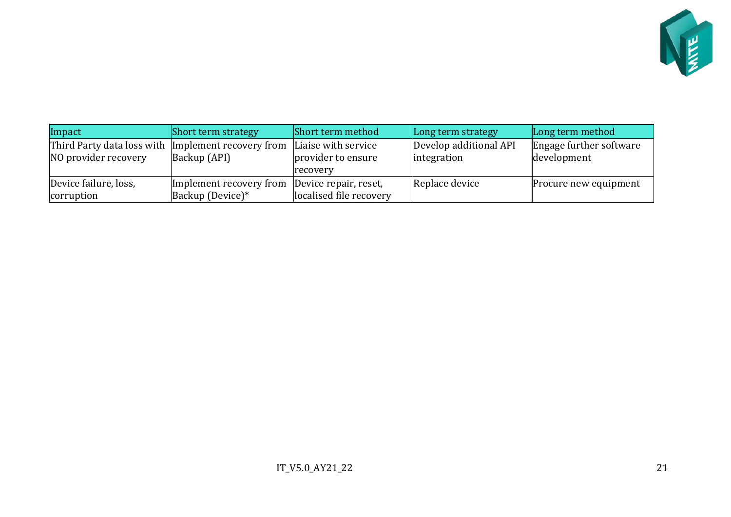| Impact | Short term strategy | Short term method | Long term strategy | Long term method |
|---|---|---|---|---|
| Third Party data loss with NO provider recovery | Implement recovery from Backup (API) | Liaise with service provider to ensure recovery | Develop additional API integration | Engage further software development |
| Device failure, loss, corruption | Implement recovery from Backup (Device)* | Device repair, reset, localised file recovery | Replace device | Procure new equipment |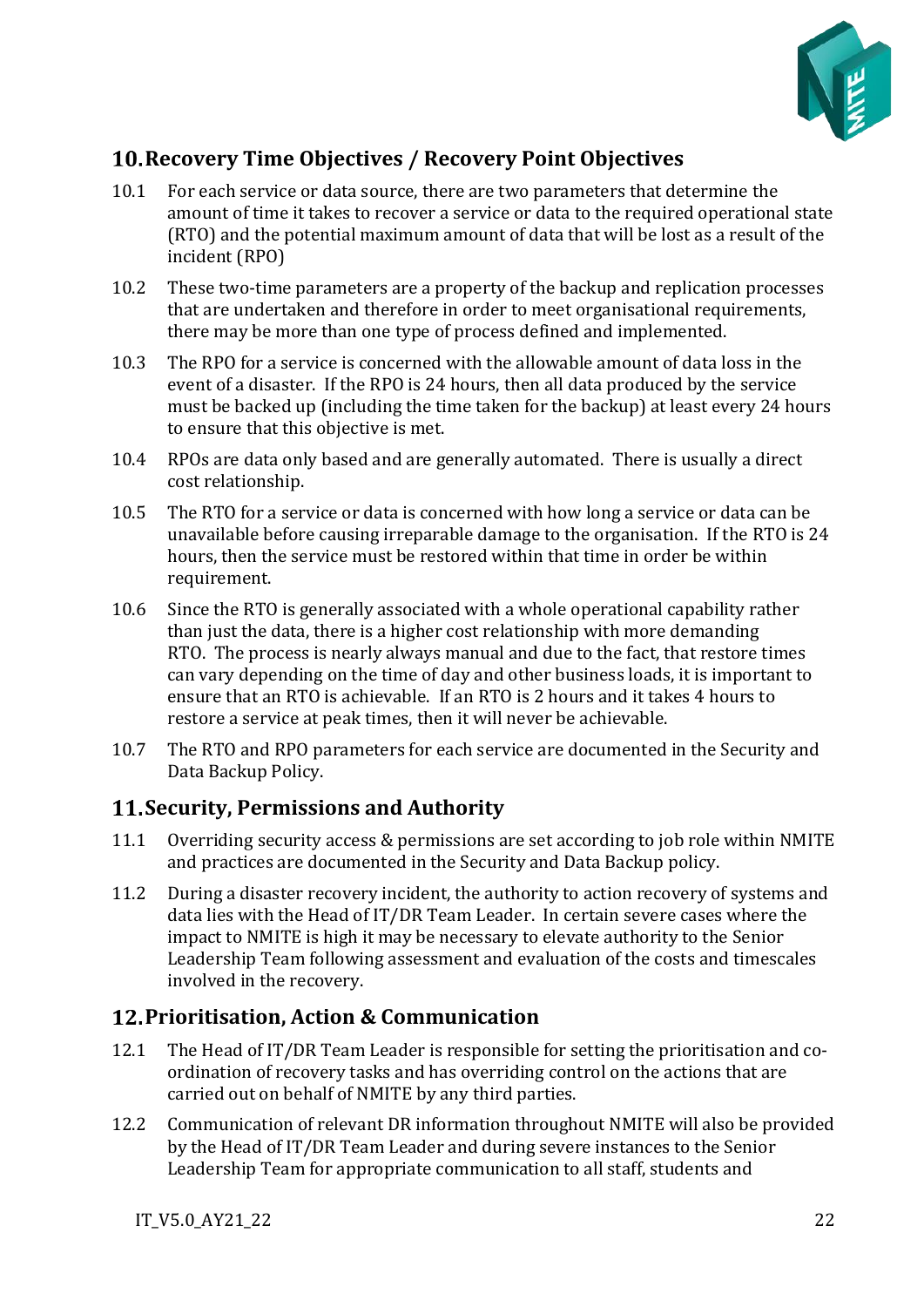## 10. Recovery Time Objectives / Recovery Point Objectives

10.1 For each service or data source, there are two parameters that determine the amount of time it takes to recover a service or data to the required operational state (RTO) and the potential maximum amount of data that will be lost as a result of the incident (RPO)

10.2 These two-time parameters are a property of the backup and replication processes that are undertaken and therefore in order to meet organisational requirements, there may be more than one type of process defined and implemented.

10.3 The RPO for a service is concerned with the allowable amount of data loss in the event of a disaster. If the RPO is 24 hours, then all data produced by the service must be backed up (including the time taken for the backup) at least every 24 hours to ensure that this objective is met.

10.4 RPOs are data only based and are generally automated. There is usually a direct cost relationship.

10.5 The RTO for a service or data is concerned with how long a service or data can be unavailable before causing irreparable damage to the organisation. If the RTO is 24 hours, then the service must be restored within that time in order be within requirement.

10.6 Since the RTO is generally associated with a whole operational capability rather than just the data, there is a higher cost relationship with more demanding RTO. The process is nearly always manual and due to the fact, that restore times can vary depending on the time of day and other business loads, it is important to ensure that an RTO is achievable. If an RTO is 2 hours and it takes 4 hours to restore a service at peak times, then it will never be achievable.

10.7 The RTO and RPO parameters for each service are documented in the Security and Data Backup Policy.

## 11. Security, Permissions and Authority

11.1 Overriding security access & permissions are set according to job role within NMITE and practices are documented in the Security and Data Backup policy.

11.2 During a disaster recovery incident, the authority to action recovery of systems and data lies with the Head of IT/DR Team Leader. In certain severe cases where the impact to NMITE is high it may be necessary to elevate authority to the Senior Leadership Team following assessment and evaluation of the costs and timescales involved in the recovery.

## 12. Prioritisation, Action & Communication

12.1 The Head of IT/DR Team Leader is responsible for setting the prioritisation and co-ordination of recovery tasks and has overriding control on the actions that are carried out on behalf of NMITE by any third parties.

12.2 Communication of relevant DR information throughout NMITE will also be provided by the Head of IT/DR Team Leader and during severe instances to the Senior Leadership Team for appropriate communication to all staff, students and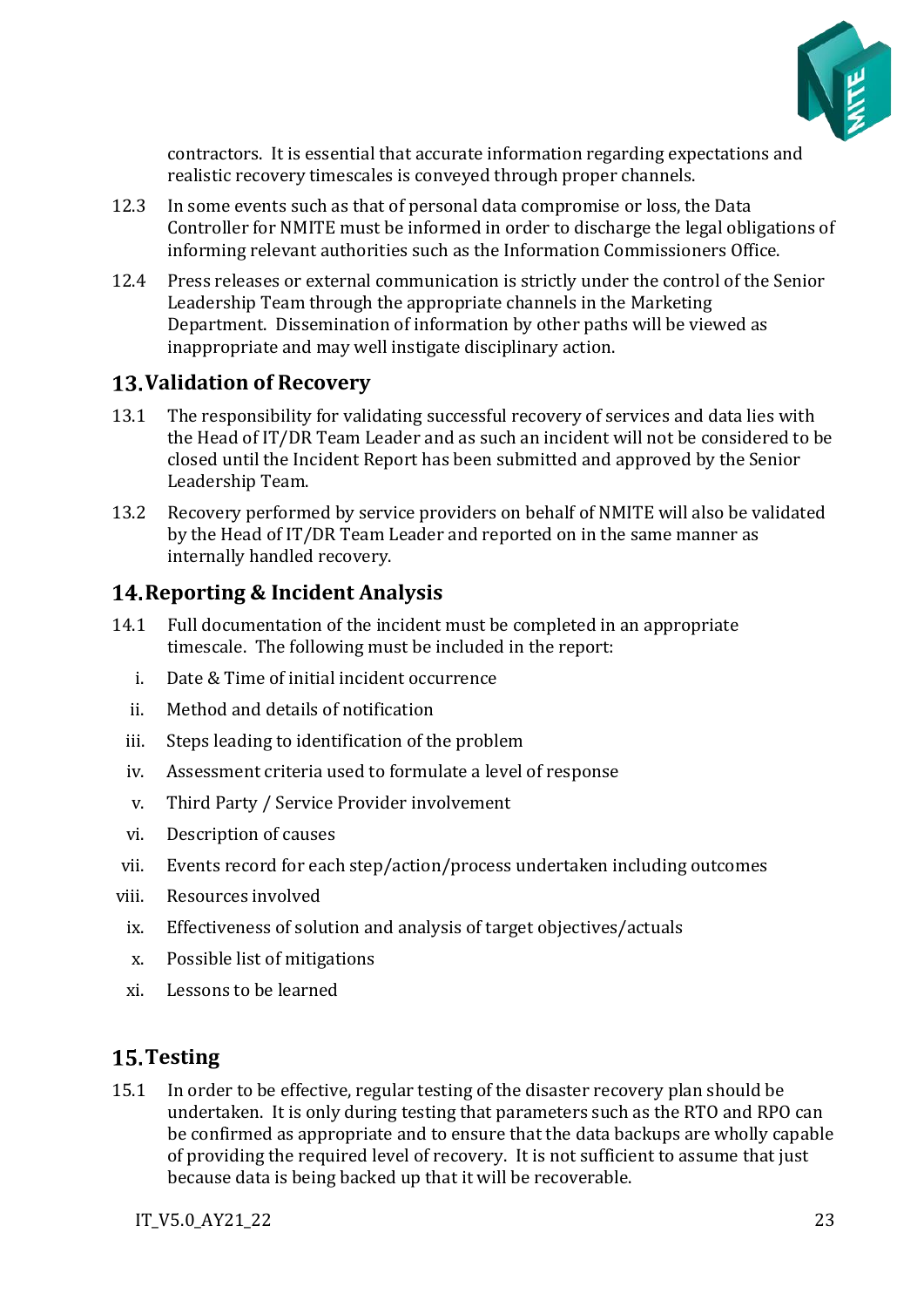contractors. It is essential that accurate information regarding expectations and realistic recovery timescales is conveyed through proper channels.

12.3 In some events such as that of personal data compromise or loss, the Data Controller for NMITE must be informed in order to discharge the legal obligations of informing relevant authorities such as the Information Commissioners Office.

12.4 Press releases or external communication is strictly under the control of the Senior Leadership Team through the appropriate channels in the Marketing Department. Dissemination of information by other paths will be viewed as inappropriate and may well instigate disciplinary action.

## 13. Validation of Recovery

13.1 The responsibility for validating successful recovery of services and data lies with the Head of IT/DR Team Leader and as such an incident will not be considered to be closed until the Incident Report has been submitted and approved by the Senior Leadership Team.

13.2 Recovery performed by service providers on behalf of NMITE will also be validated by the Head of IT/DR Team Leader and reported on in the same manner as internally handled recovery.

## 14. Reporting & Incident Analysis

14.1 Full documentation of the incident must be completed in an appropriate timescale. The following must be included in the report:

i. Date & Time of initial incident occurrence
ii. Method and details of notification
iii. Steps leading to identification of the problem
iv. Assessment criteria used to formulate a level of response
v. Third Party / Service Provider involvement
vi. Description of causes
vii. Events record for each step/action/process undertaken including outcomes
viii. Resources involved
ix. Effectiveness of solution and analysis of target objectives/actuals
x. Possible list of mitigations
xi. Lessons to be learned

## 15. Testing

15.1 In order to be effective, regular testing of the disaster recovery plan should be undertaken. It is only during testing that parameters such as the RTO and RPO can be confirmed as appropriate and to ensure that the data backups are wholly capable of providing the required level of recovery. It is not sufficient to assume that just because data is being backed up that it will be recoverable.

IT_V5.0_AY21_22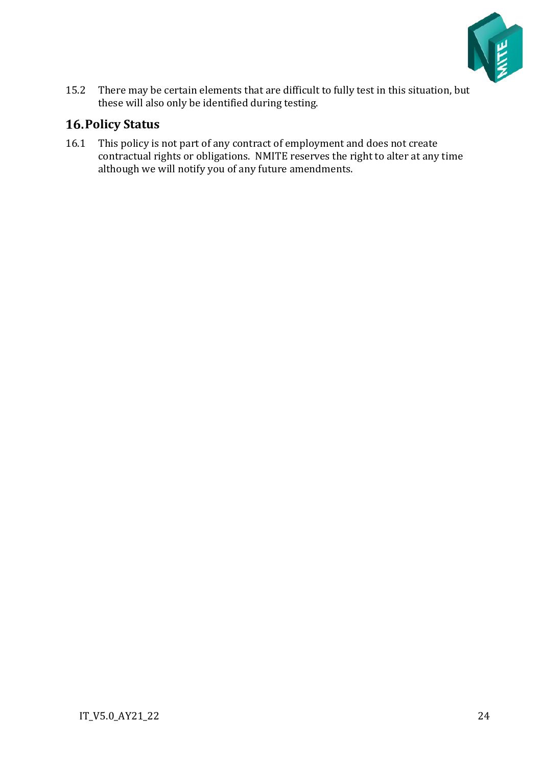15.2 There may be certain elements that are difficult to fully test in this situation, but these will also only be identified during testing.

## 16. Policy Status

16.1 This policy is not part of any contract of employment and does not create contractual rights or obligations. NMITE reserves the right to alter at any time although we will notify you of any future amendments.